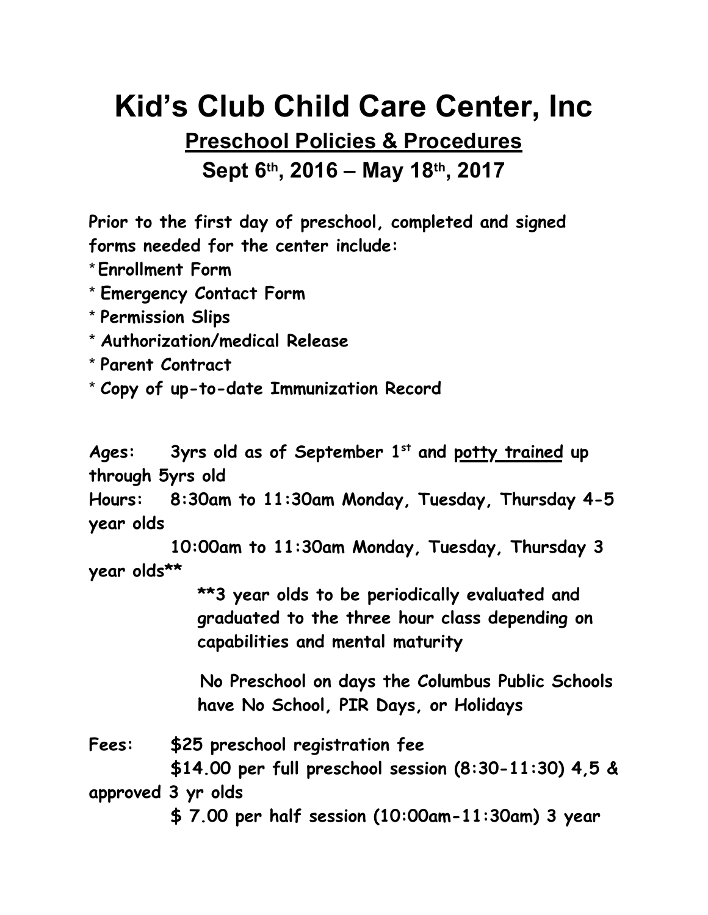# Kid's Club Child Care Center, Inc

## Preschool Policies & Procedures

### Sept 6th, 2016 – May 18th, 2017

**Prior to the first day of preschool, completed and signed forms needed for the center include:**

* **Enrollment Form**
* **Emergency Contact Form**
* **Permission Slips**
* **Authorization/medical Release**
* **Parent Contract**
* **Copy of up-to-date Immunization Record**

**Ages:** **3yrs old as of September 1st and potty trained up through 5yrs old**

**Hours:** **8:30am to 11:30am Monday, Tuesday, Thursday 4-5 year olds**

**10:00am to 11:30am Monday, Tuesday, Thursday 3 year olds****

****3 year olds to be periodically evaluated and graduated to the three hour class depending on capabilities and mental maturity**

**No Preschool on days the Columbus Public Schools have No School, PIR Days, or Holidays**

**Fees:** **$25 preschool registration fee**

**$14.00 per full preschool session (8:30-11:30) 4,5 & approved 3 yr olds**

**$ 7.00 per half session (10:00am-11:30am) 3 year**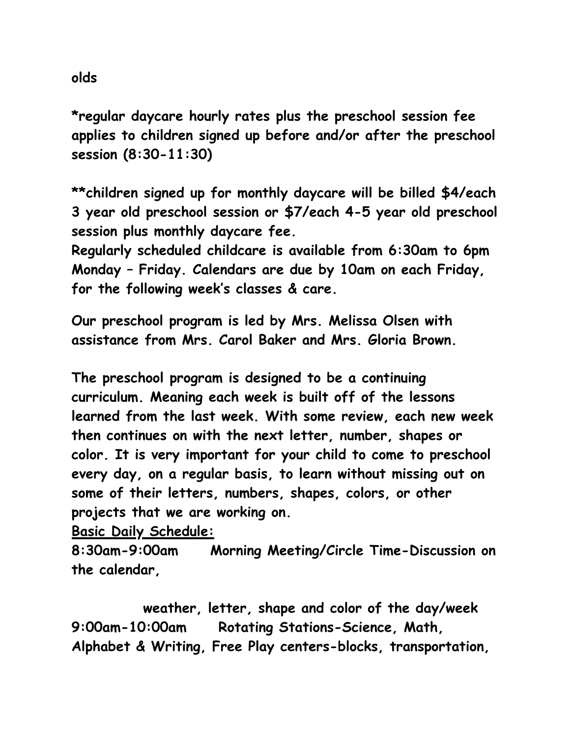olds

**\*regular daycare hourly rates plus the preschool session fee applies to children signed up before and/or after the preschool session (8:30-11:30)**

**\*\*children signed up for monthly daycare will be billed $4/each 3 year old preschool session or $7/each 4-5 year old preschool session plus monthly daycare fee.**
**Regularly scheduled childcare is available from 6:30am to 6pm Monday – Friday. Calendars are due by 10am on each Friday, for the following week's classes & care.**

**Our preschool program is led by Mrs. Melissa Olsen with assistance from Mrs. Carol Baker and Mrs. Gloria Brown.**

**The preschool program is designed to be a continuing curriculum. Meaning each week is built off of the lessons learned from the last week. With some review, each new week then continues on with the next letter, number, shapes or color. It is very important for your child to come to preschool every day, on a regular basis, to learn without missing out on some of their letters, numbers, shapes, colors, or other projects that we are working on.**

**<u>Basic Daily Schedule:</u>**

**8:30am-9:00am Morning Meeting/Circle Time-Discussion on the calendar,**

**weather, letter, shape and color of the day/week**

**9:00am-10:00am Rotating Stations-Science, Math, Alphabet & Writing, Free Play centers-blocks, transportation,**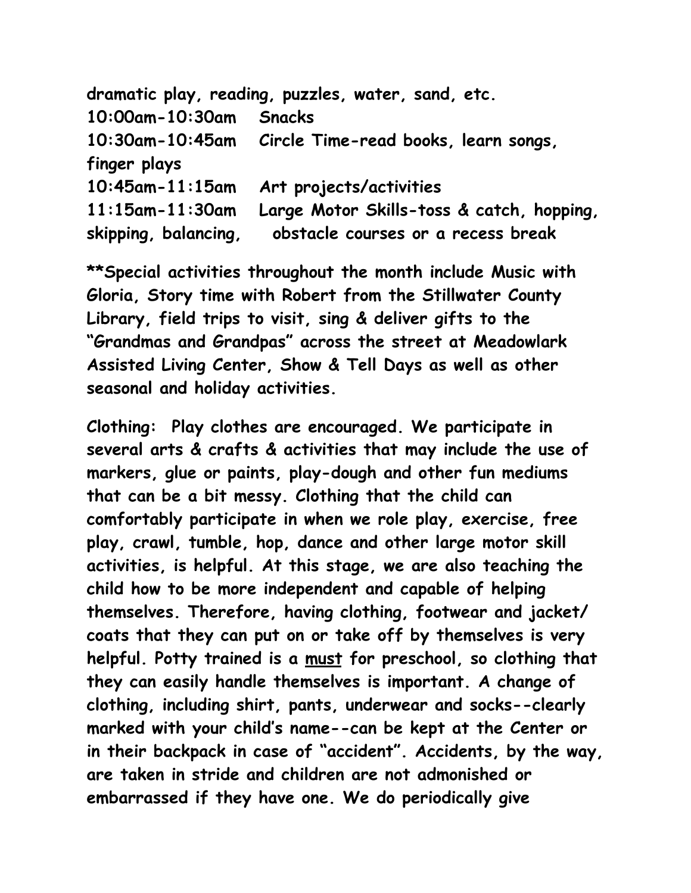dramatic play, reading, puzzles, water, sand, etc.

10:00am-10:30am Snacks

10:30am-10:45am Circle Time-read books, learn songs, finger plays

10:45am-11:15am Art projects/activities

11:15am-11:30am Large Motor Skills-toss & catch, hopping, skipping, balancing, obstacle courses or a recess break

**Special activities throughout the month include Music with Gloria, Story time with Robert from the Stillwater County Library, field trips to visit, sing & deliver gifts to the "Grandmas and Grandpas" across the street at Meadowlark Assisted Living Center, Show & Tell Days as well as other seasonal and holiday activities.

Clothing: Play clothes are encouraged. We participate in several arts & crafts & activities that may include the use of markers, glue or paints, play-dough and other fun mediums that can be a bit messy. Clothing that the child can comfortably participate in when we role play, exercise, free play, crawl, tumble, hop, dance and other large motor skill activities, is helpful. At this stage, we are also teaching the child how to be more independent and capable of helping themselves. Therefore, having clothing, footwear and jacket/ coats that they can put on or take off by themselves is very helpful. Potty trained is a <u>must</u> for preschool, so clothing that they can easily handle themselves is important. A change of clothing, including shirt, pants, underwear and socks--clearly marked with your child's name--can be kept at the Center or in their backpack in case of "accident". Accidents, by the way, are taken in stride and children are not admonished or embarrassed if they have one. We do periodically give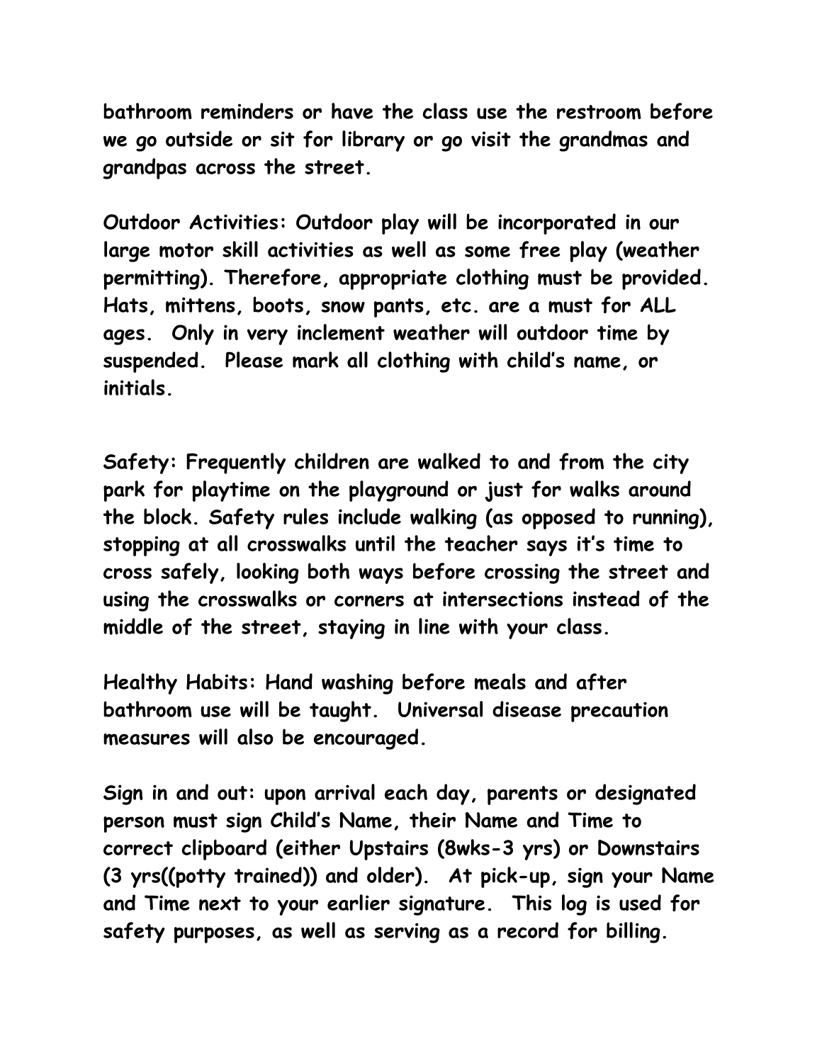**bathroom reminders or have the class use the restroom before we go outside or sit for library or go visit the grandmas and grandpas across the street.**

**Outdoor Activities: Outdoor play will be incorporated in our large motor skill activities as well as some free play (weather permitting). Therefore, appropriate clothing must be provided. Hats, mittens, boots, snow pants, etc. are a must for ALL ages. Only in very inclement weather will outdoor time by suspended. Please mark all clothing with child's name, or initials.**

**Safety: Frequently children are walked to and from the city park for playtime on the playground or just for walks around the block. Safety rules include walking (as opposed to running), stopping at all crosswalks until the teacher says it's time to cross safely, looking both ways before crossing the street and using the crosswalks or corners at intersections instead of the middle of the street, staying in line with your class.**

**Healthy Habits: Hand washing before meals and after bathroom use will be taught. Universal disease precaution measures will also be encouraged.**

**Sign in and out: upon arrival each day, parents or designated person must sign Child's Name, their Name and Time to correct clipboard (either Upstairs (8wks-3 yrs) or Downstairs (3 yrs((potty trained)) and older). At pick-up, sign your Name and Time next to your earlier signature. This log is used for safety purposes, as well as serving as a record for billing.**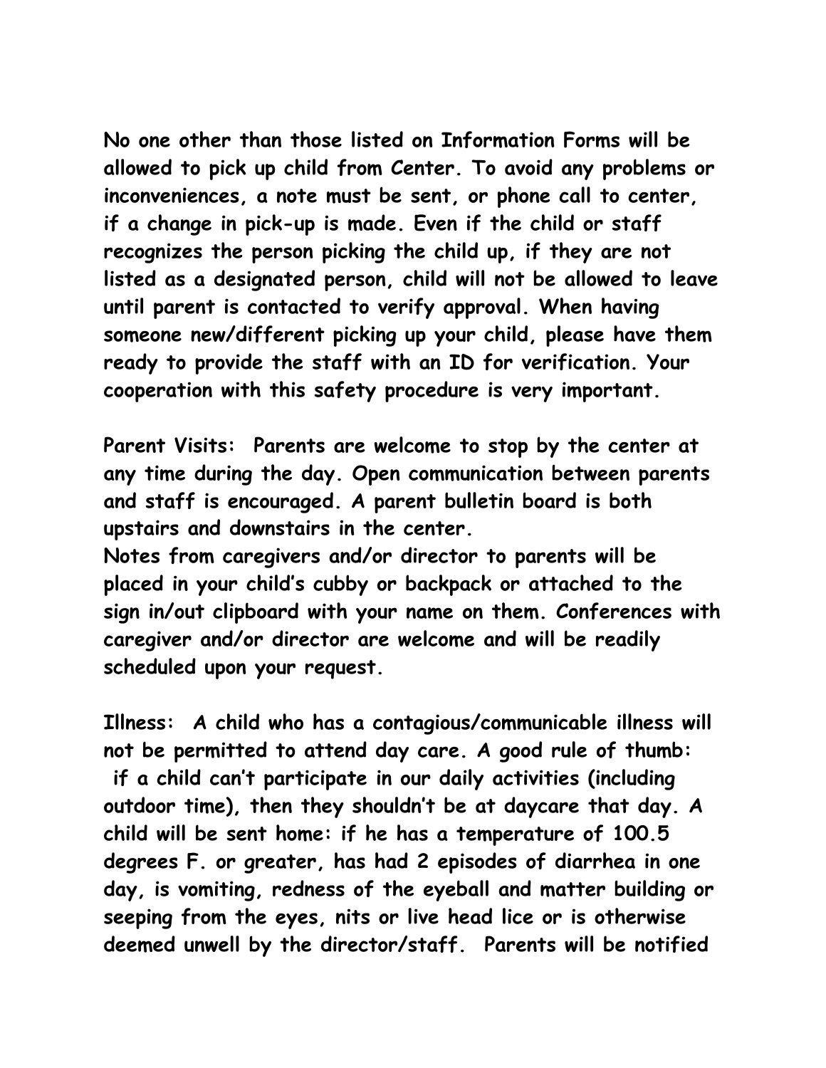No one other than those listed on Information Forms will be allowed to pick up child from Center. To avoid any problems or inconveniences, a note must be sent, or phone call to center, if a change in pick-up is made. Even if the child or staff recognizes the person picking the child up, if they are not listed as a designated person, child will not be allowed to leave until parent is contacted to verify approval. When having someone new/different picking up your child, please have them ready to provide the staff with an ID for verification. Your cooperation with this safety procedure is very important.

Parent Visits: Parents are welcome to stop by the center at any time during the day. Open communication between parents and staff is encouraged. A parent bulletin board is both upstairs and downstairs in the center.

Notes from caregivers and/or director to parents will be placed in your child's cubby or backpack or attached to the sign in/out clipboard with your name on them. Conferences with caregiver and/or director are welcome and will be readily scheduled upon your request.

Illness: A child who has a contagious/communicable illness will not be permitted to attend day care. A good rule of thumb: if a child can't participate in our daily activities (including outdoor time), then they shouldn't be at daycare that day. A child will be sent home: if he has a temperature of 100.5 degrees F. or greater, has had 2 episodes of diarrhea in one day, is vomiting, redness of the eyeball and matter building or seeping from the eyes, nits or live head lice or is otherwise deemed unwell by the director/staff. Parents will be notified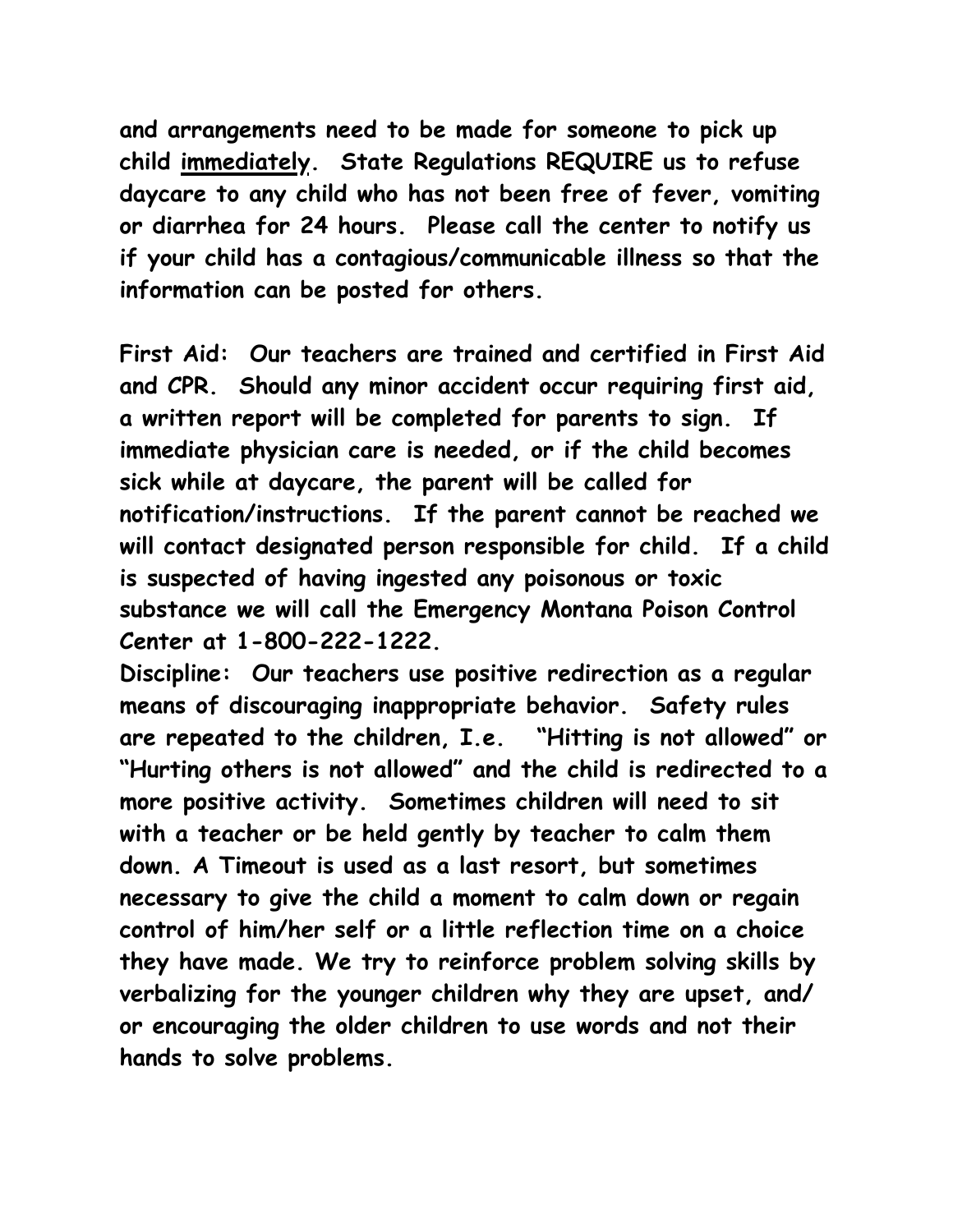**and arrangements need to be made for someone to pick up child <u>immediately</u>. State Regulations REQUIRE us to refuse daycare to any child who has not been free of fever, vomiting or diarrhea for 24 hours. Please call the center to notify us if your child has a contagious/communicable illness so that the information can be posted for others.**

**First Aid: Our teachers are trained and certified in First Aid and CPR. Should any minor accident occur requiring first aid, a written report will be completed for parents to sign. If immediate physician care is needed, or if the child becomes sick while at daycare, the parent will be called for notification/instructions. If the parent cannot be reached we will contact designated person responsible for child. If a child is suspected of having ingested any poisonous or toxic substance we will call the Emergency Montana Poison Control Center at 1-800-222-1222.**

**Discipline: Our teachers use positive redirection as a regular means of discouraging inappropriate behavior. Safety rules are repeated to the children, I.e. "Hitting is not allowed" or "Hurting others is not allowed" and the child is redirected to a more positive activity. Sometimes children will need to sit with a teacher or be held gently by teacher to calm them down. A Timeout is used as a last resort, but sometimes necessary to give the child a moment to calm down or regain control of him/her self or a little reflection time on a choice they have made. We try to reinforce problem solving skills by verbalizing for the younger children why they are upset, and/or encouraging the older children to use words and not their hands to solve problems.**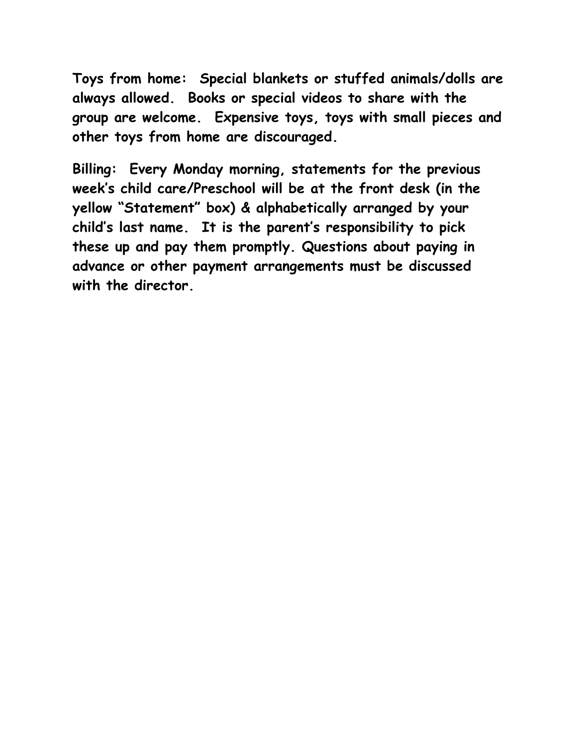**Toys from home:** Special blankets or stuffed animals/dolls are always allowed. Books or special videos to share with the group are welcome. Expensive toys, toys with small pieces and other toys from home are discouraged.

**Billing:** Every Monday morning, statements for the previous week's child care/Preschool will be at the front desk (in the yellow "Statement" box) & alphabetically arranged by your child's last name. It is the parent's responsibility to pick these up and pay them promptly. Questions about paying in advance or other payment arrangements must be discussed with the director.